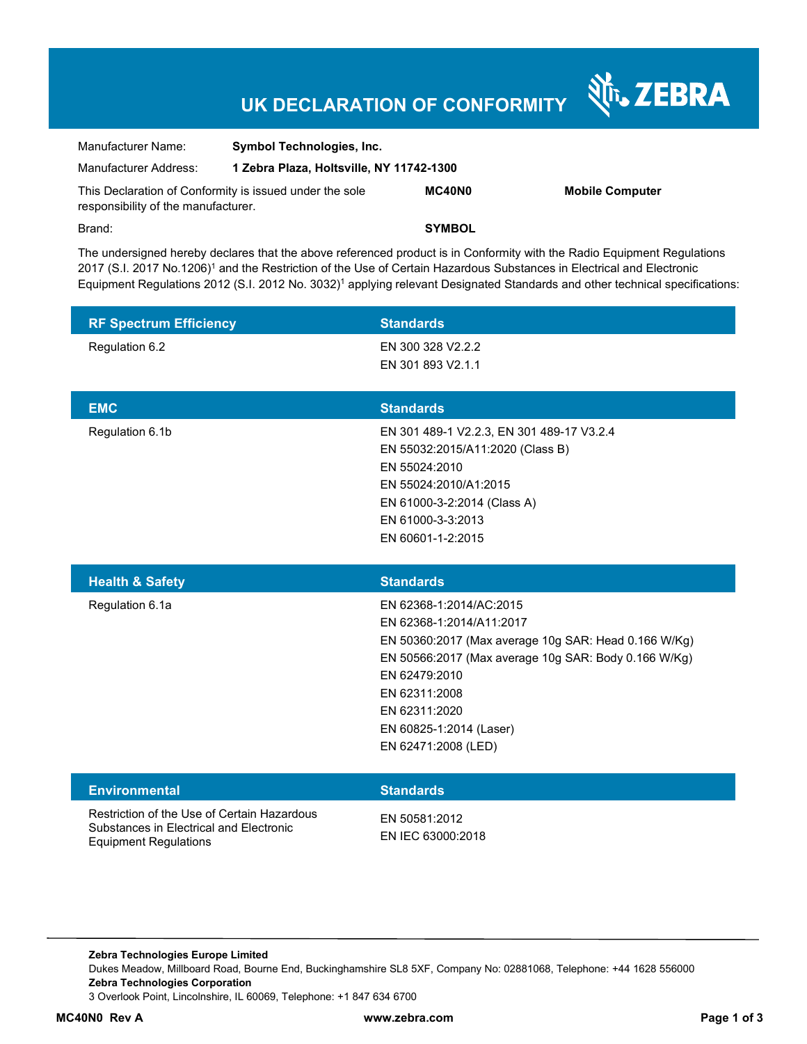# UK DECLARATION OF CONFORMITY

ZEBRA

| | | | |
|---|---|---|---|
| Manufacturer Name: | **Symbol Technologies, Inc.** | | |
| Manufacturer Address: | **1 Zebra Plaza, Holtsville, NY 11742-1300** | | |
| This Declaration of Conformity is issued under the sole responsibility of the manufacturer. | | **MC40N0** | **Mobile Computer** |
| Brand: | | **SYMBOL** | |

The undersigned hereby declares that the above referenced product is in Conformity with the Radio Equipment Regulations 2017 (S.I. 2017 No.1206)[1] and the Restriction of the Use of Certain Hazardous Substances in Electrical and Electronic Equipment Regulations 2012 (S.I. 2012 No. 3032)[1] applying relevant Designated Standards and other technical specifications:

| RF Spectrum Efficiency | Standards |
|---|---|
| Regulation 6.2 | EN 300 328 V2.2.2<br>EN 301 893 V2.1.1 |

| EMC | Standards |
|---|---|
| Regulation 6.1b | EN 301 489-1 V2.2.3, EN 301 489-17 V3.2.4<br>EN 55032:2015/A11:2020 (Class B)<br>EN 55024:2010<br>EN 55024:2010/A1:2015<br>EN 61000-3-2:2014 (Class A)<br>EN 61000-3-3:2013<br>EN 60601-1-2:2015 |

| Health & Safety | Standards |
|---|---|
| Regulation 6.1a | EN 62368-1:2014/AC:2015<br>EN 62368-1:2014/A11:2017<br>EN 50360:2017 (Max average 10g SAR: Head 0.166 W/Kg)<br>EN 50566:2017 (Max average 10g SAR: Body 0.166 W/Kg)<br>EN 62479:2010<br>EN 62311:2008<br>EN 62311:2020<br>EN 60825-1:2014 (Laser)<br>EN 62471:2008 (LED) |

| Environmental | Standards |
|---|---|
| Restriction of the Use of Certain Hazardous Substances in Electrical and Electronic Equipment Regulations | EN 50581:2012<br>EN IEC 63000:2018 |

**Zebra Technologies Europe Limited**
Dukes Meadow, Millboard Road, Bourne End, Buckinghamshire SL8 5XF, Company No: 02881068, Telephone: +44 1628 556000
**Zebra Technologies Corporation**
3 Overlook Point, Lincolnshire, IL 60069, Telephone: +1 847 634 6700

**MC40N0 Rev A** **www.zebra.com**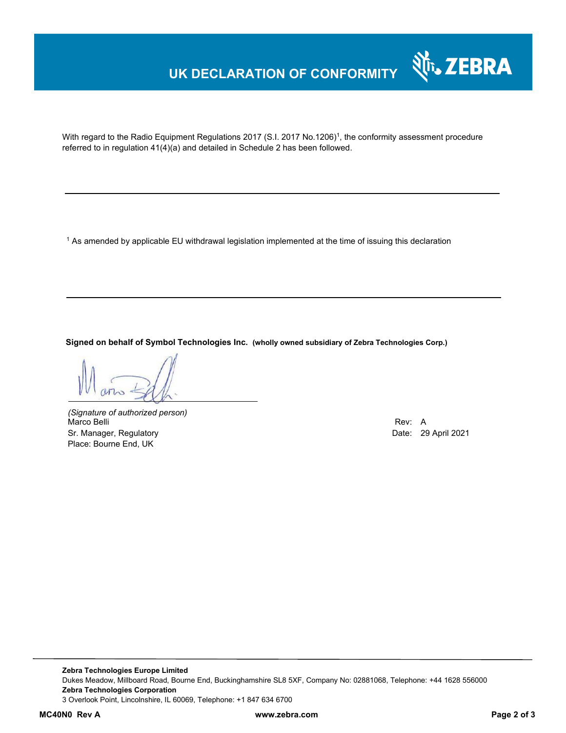# UK DECLARATION OF CONFORMITY

With regard to the Radio Equipment Regulations 2017 (S.I. 2017 No.1206)[1], the conformity assessment procedure referred to in regulation 41(4)(a) and detailed in Schedule 2 has been followed.

---

[1] As amended by applicable EU withdrawal legislation implemented at the time of issuing this declaration

---

**Signed on behalf of Symbol Technologies Inc.** **(wholly owned subsidiary of Zebra Technologies Corp.)**

*(Signature of authorized person)*
Marco Belli
Sr. Manager, Regulatory
Place: Bourne End, UK

Rev: A
Date: 29 April 2021

**Zebra Technologies Europe Limited**
Dukes Meadow, Millboard Road, Bourne End, Buckinghamshire SL8 5XF, Company No: 02881068, Telephone: +44 1628 556000
**Zebra Technologies Corporation**
3 Overlook Point, Lincolnshire, IL 60069, Telephone: +1 847 634 6700

**MC40N0 Rev A** **www.zebra.com**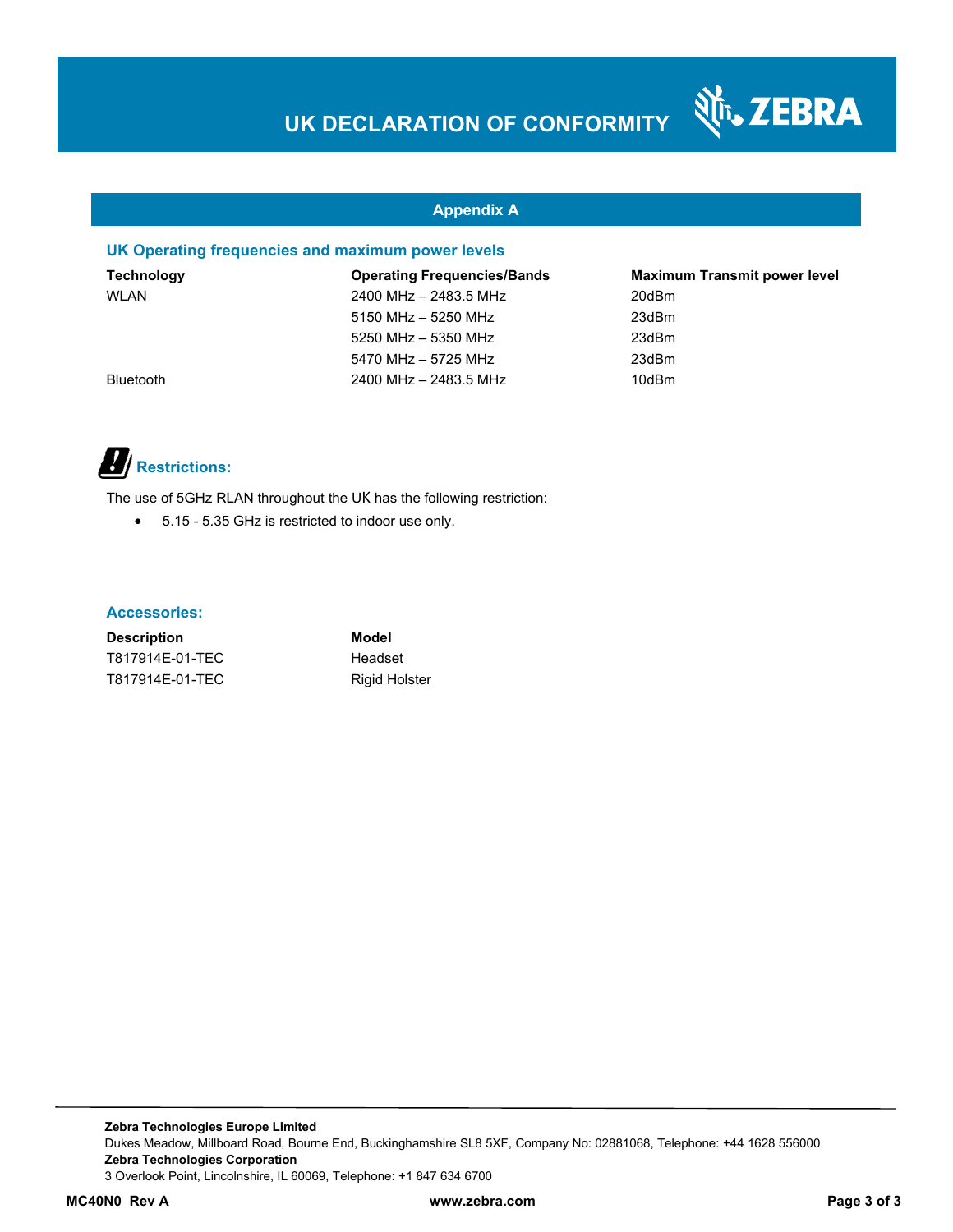## Appendix A

### UK Operating frequencies and maximum power levels

| Technology | Operating Frequencies/Bands | Maximum Transmit power level |
|---|---|---|
| WLAN | 2400 MHz – 2483.5 MHz | 20dBm |
| | 5150 MHz – 5250 MHz | 23dBm |
| | 5250 MHz – 5350 MHz | 23dBm |
| | 5470 MHz – 5725 MHz | 23dBm |
| Bluetooth | 2400 MHz – 2483.5 MHz | 10dBm |

### Restrictions:

The use of 5GHz RLAN throughout the UK has the following restriction:

- 5.15 - 5.35 GHz is restricted to indoor use only.

### Accessories:

| Description | Model |
|---|---|
| T817914E-01-TEC | Headset |
| T817914E-01-TEC | Rigid Holster |

**Zebra Technologies Europe Limited**
Dukes Meadow, Millboard Road, Bourne End, Buckinghamshire SL8 5XF, Company No: 02881068, Telephone: +44 1628 556000
**Zebra Technologies Corporation**
3 Overlook Point, Lincolnshire, IL 60069, Telephone: +1 847 634 6700